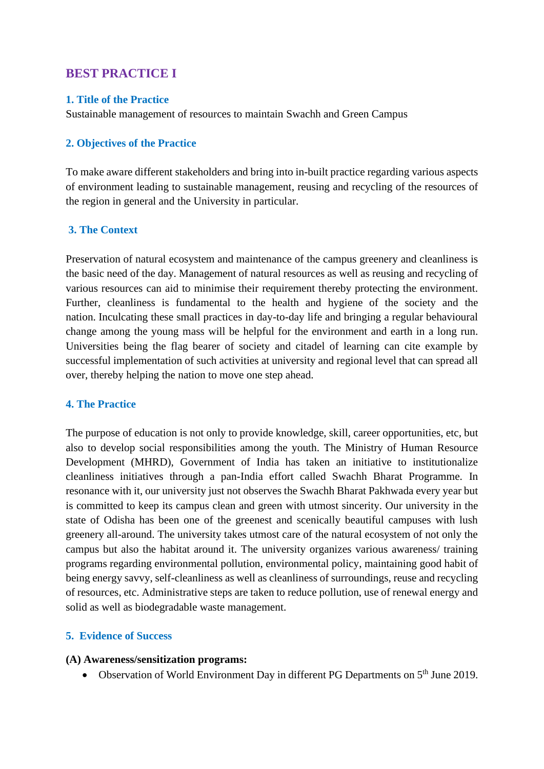# BEST PRACTICE I

## 1. Title of the Practice

Sustainable management of resources to maintain Swachh and Green Campus

## 2. Objectives of the Practice

To make aware different stakeholders and bring into in-built practice regarding various aspects of environment leading to sustainable management, reusing and recycling of the resources of the region in general and the University in particular.

## 3. The Context

Preservation of natural ecosystem and maintenance of the campus greenery and cleanliness is the basic need of the day. Management of natural resources as well as reusing and recycling of various resources can aid to minimise their requirement thereby protecting the environment. Further, cleanliness is fundamental to the health and hygiene of the society and the nation. Inculcating these small practices in day-to-day life and bringing a regular behavioural change among the young mass will be helpful for the environment and earth in a long run. Universities being the flag bearer of society and citadel of learning can cite example by successful implementation of such activities at university and regional level that can spread all over, thereby helping the nation to move one step ahead.

## 4. The Practice

The purpose of education is not only to provide knowledge, skill, career opportunities, etc, but also to develop social responsibilities among the youth. The Ministry of Human Resource Development (MHRD), Government of India has taken an initiative to institutionalize cleanliness initiatives through a pan-India effort called Swachh Bharat Programme. In resonance with it, our university just not observes the Swachh Bharat Pakhwada every year but is committed to keep its campus clean and green with utmost sincerity. Our university in the state of Odisha has been one of the greenest and scenically beautiful campuses with lush greenery all-around. The university takes utmost care of the natural ecosystem of not only the campus but also the habitat around it. The university organizes various awareness/ training programs regarding environmental pollution, environmental policy, maintaining good habit of being energy savvy, self-cleanliness as well as cleanliness of surroundings, reuse and recycling of resources, etc. Administrative steps are taken to reduce pollution, use of renewal energy and solid as well as biodegradable waste management.

## 5. Evidence of Success

**(A) Awareness/sensitization programs:**

- Observation of World Environment Day in different PG Departments on 5th June 2019.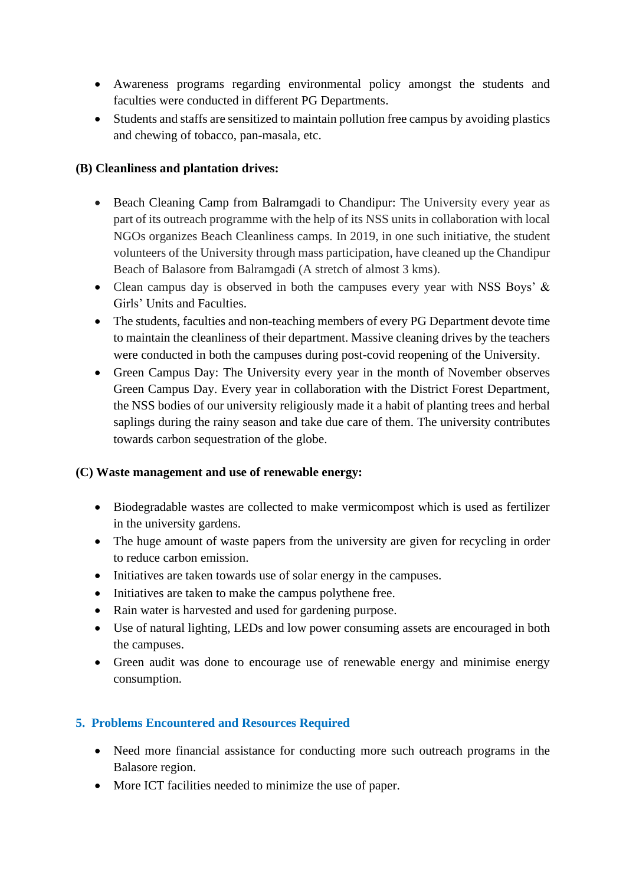- Awareness programs regarding environmental policy amongst the students and faculties were conducted in different PG Departments.
- Students and staffs are sensitized to maintain pollution free campus by avoiding plastics and chewing of tobacco, pan-masala, etc.

**(B) Cleanliness and plantation drives:**

- Beach Cleaning Camp from Balramgadi to Chandipur: The University every year as part of its outreach programme with the help of its NSS units in collaboration with local NGOs organizes Beach Cleanliness camps. In 2019, in one such initiative, the student volunteers of the University through mass participation, have cleaned up the Chandipur Beach of Balasore from Balramgadi (A stretch of almost 3 kms).
- Clean campus day is observed in both the campuses every year with NSS Boys' & Girls' Units and Faculties.
- The students, faculties and non-teaching members of every PG Department devote time to maintain the cleanliness of their department. Massive cleaning drives by the teachers were conducted in both the campuses during post-covid reopening of the University.
- Green Campus Day: The University every year in the month of November observes Green Campus Day. Every year in collaboration with the District Forest Department, the NSS bodies of our university religiously made it a habit of planting trees and herbal saplings during the rainy season and take due care of them. The university contributes towards carbon sequestration of the globe.

**(C) Waste management and use of renewable energy:**

- Biodegradable wastes are collected to make vermicompost which is used as fertilizer in the university gardens.
- The huge amount of waste papers from the university are given for recycling in order to reduce carbon emission.
- Initiatives are taken towards use of solar energy in the campuses.
- Initiatives are taken to make the campus polythene free.
- Rain water is harvested and used for gardening purpose.
- Use of natural lighting, LEDs and low power consuming assets are encouraged in both the campuses.
- Green audit was done to encourage use of renewable energy and minimise energy consumption.

## 5. Problems Encountered and Resources Required

- Need more financial assistance for conducting more such outreach programs in the Balasore region.
- More ICT facilities needed to minimize the use of paper.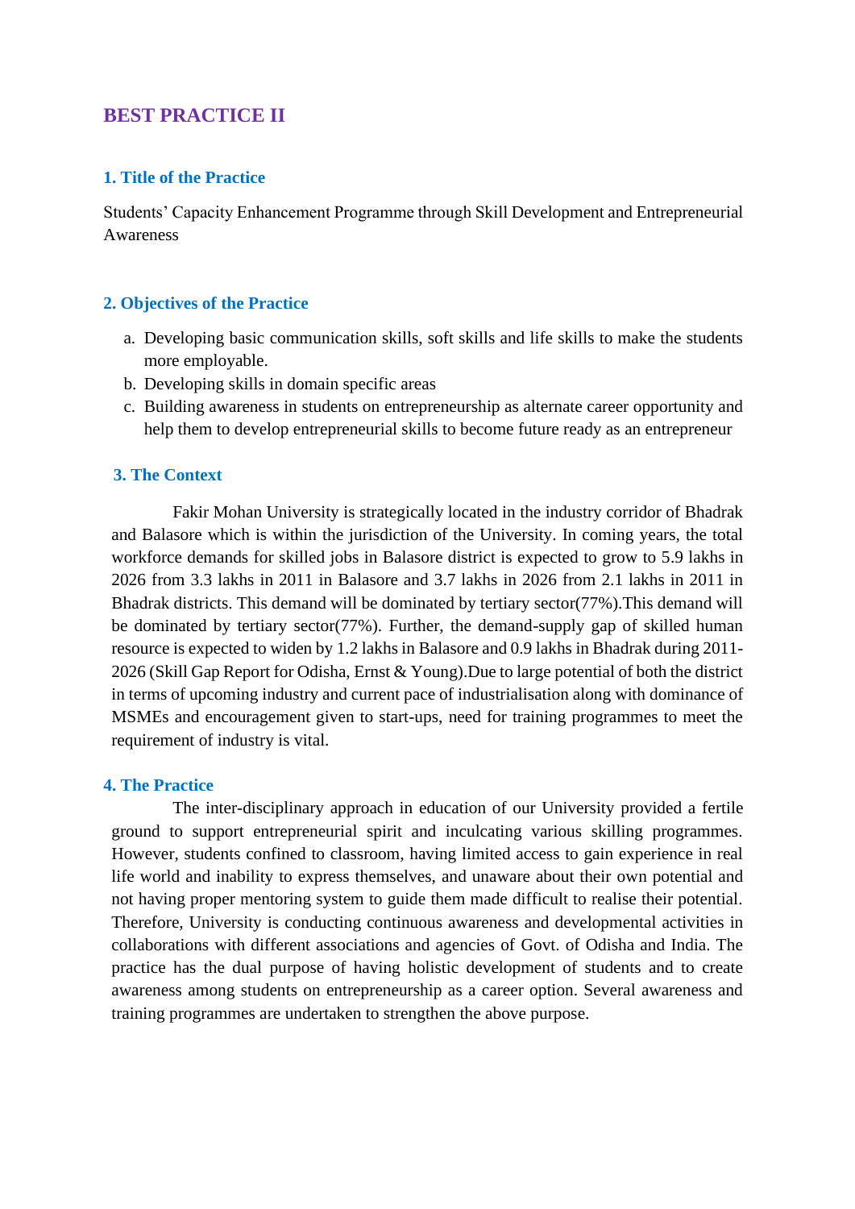# BEST PRACTICE II

## 1. Title of the Practice

Students' Capacity Enhancement Programme through Skill Development and Entrepreneurial Awareness

## 2. Objectives of the Practice

a. Developing basic communication skills, soft skills and life skills to make the students more employable.
b. Developing skills in domain specific areas
c. Building awareness in students on entrepreneurship as alternate career opportunity and help them to develop entrepreneurial skills to become future ready as an entrepreneur

## 3. The Context

Fakir Mohan University is strategically located in the industry corridor of Bhadrak and Balasore which is within the jurisdiction of the University. In coming years, the total workforce demands for skilled jobs in Balasore district is expected to grow to 5.9 lakhs in 2026 from 3.3 lakhs in 2011 in Balasore and 3.7 lakhs in 2026 from 2.1 lakhs in 2011 in Bhadrak districts. This demand will be dominated by tertiary sector(77%).This demand will be dominated by tertiary sector(77%). Further, the demand-supply gap of skilled human resource is expected to widen by 1.2 lakhs in Balasore and 0.9 lakhs in Bhadrak during 2011-2026 (Skill Gap Report for Odisha, Ernst & Young).Due to large potential of both the district in terms of upcoming industry and current pace of industrialisation along with dominance of MSMEs and encouragement given to start-ups, need for training programmes to meet the requirement of industry is vital.

## 4. The Practice

The inter-disciplinary approach in education of our University provided a fertile ground to support entrepreneurial spirit and inculcating various skilling programmes. However, students confined to classroom, having limited access to gain experience in real life world and inability to express themselves, and unaware about their own potential and not having proper mentoring system to guide them made difficult to realise their potential. Therefore, University is conducting continuous awareness and developmental activities in collaborations with different associations and agencies of Govt. of Odisha and India. The practice has the dual purpose of having holistic development of students and to create awareness among students on entrepreneurship as a career option. Several awareness and training programmes are undertaken to strengthen the above purpose.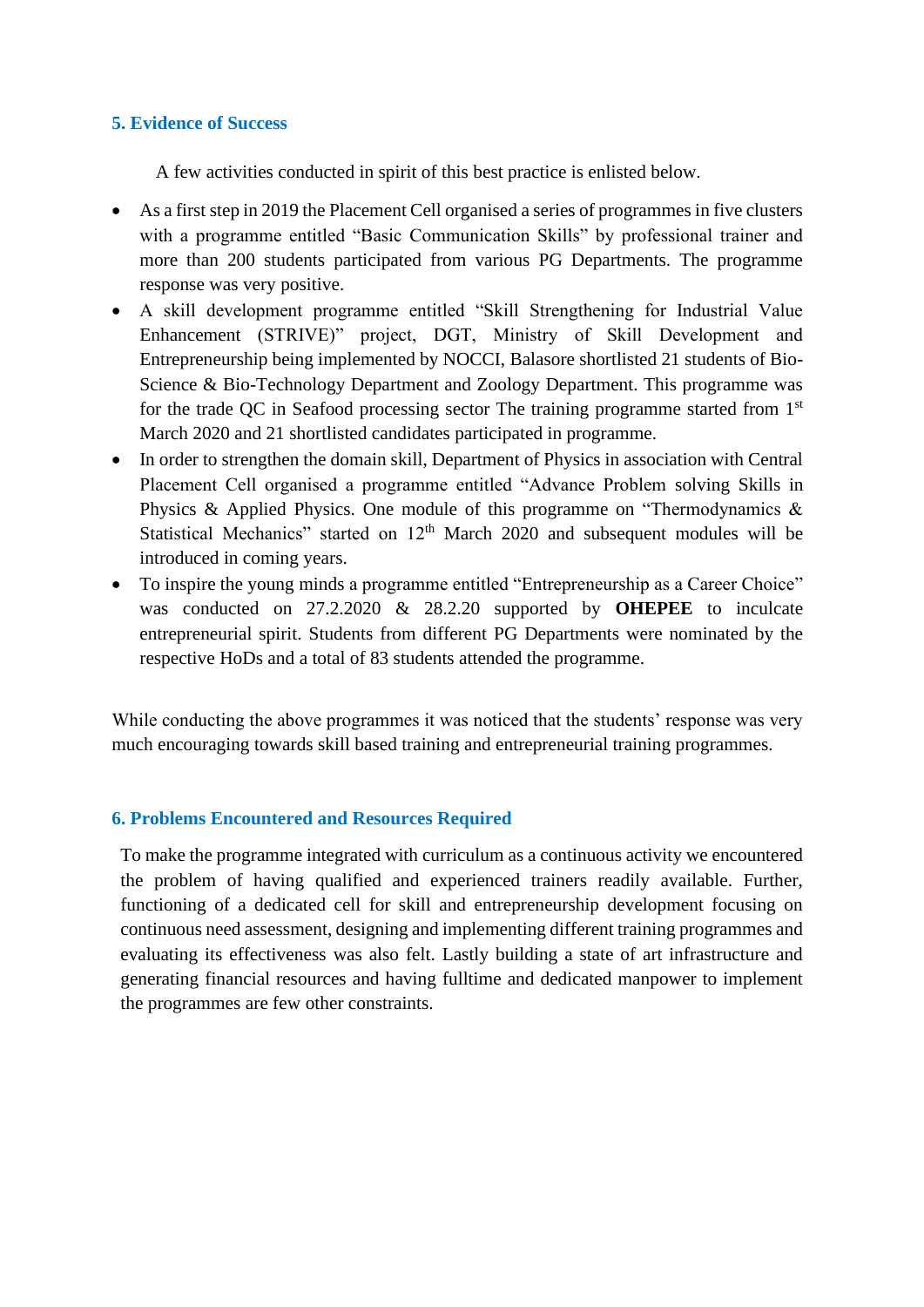## 5. Evidence of Success

A few activities conducted in spirit of this best practice is enlisted below.

- As a first step in 2019 the Placement Cell organised a series of programmes in five clusters with a programme entitled "Basic Communication Skills" by professional trainer and more than 200 students participated from various PG Departments. The programme response was very positive.
- A skill development programme entitled "Skill Strengthening for Industrial Value Enhancement (STRIVE)" project, DGT, Ministry of Skill Development and Entrepreneurship being implemented by NOCCI, Balasore shortlisted 21 students of Bio-Science & Bio-Technology Department and Zoology Department. This programme was for the trade QC in Seafood processing sector The training programme started from 1st March 2020 and 21 shortlisted candidates participated in programme.
- In order to strengthen the domain skill, Department of Physics in association with Central Placement Cell organised a programme entitled "Advance Problem solving Skills in Physics & Applied Physics. One module of this programme on "Thermodynamics & Statistical Mechanics" started on 12th March 2020 and subsequent modules will be introduced in coming years.
- To inspire the young minds a programme entitled "Entrepreneurship as a Career Choice" was conducted on 27.2.2020 & 28.2.20 supported by **OHEPEE** to inculcate entrepreneurial spirit. Students from different PG Departments were nominated by the respective HoDs and a total of 83 students attended the programme.

While conducting the above programmes it was noticed that the students' response was very much encouraging towards skill based training and entrepreneurial training programmes.

## 6. Problems Encountered and Resources Required

To make the programme integrated with curriculum as a continuous activity we encountered the problem of having qualified and experienced trainers readily available. Further, functioning of a dedicated cell for skill and entrepreneurship development focusing on continuous need assessment, designing and implementing different training programmes and evaluating its effectiveness was also felt. Lastly building a state of art infrastructure and generating financial resources and having fulltime and dedicated manpower to implement the programmes are few other constraints.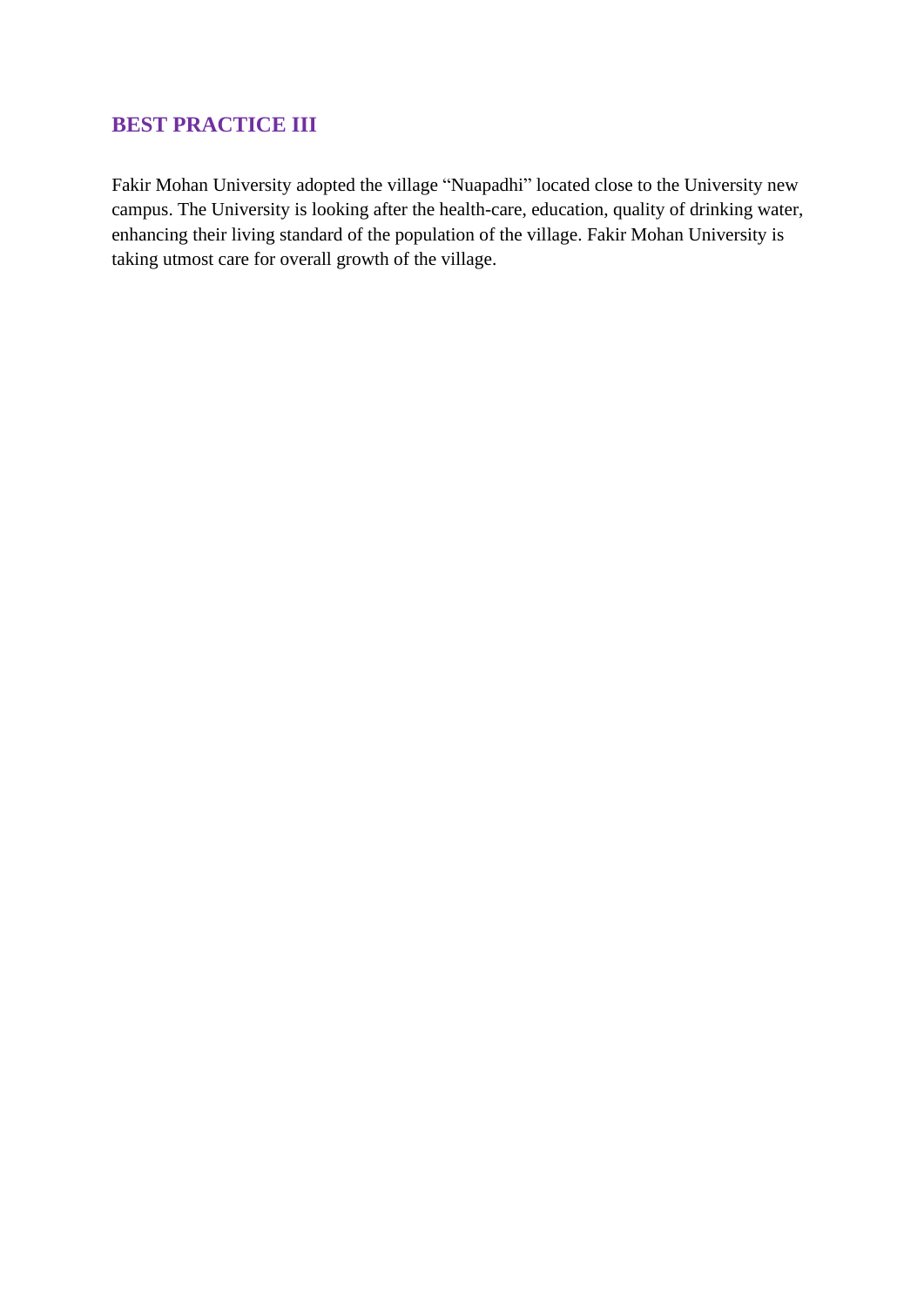## BEST PRACTICE III

Fakir Mohan University adopted the village "Nuapadhi" located close to the University new campus. The University is looking after the health-care, education, quality of drinking water, enhancing their living standard of the population of the village. Fakir Mohan University is taking utmost care for overall growth of the village.